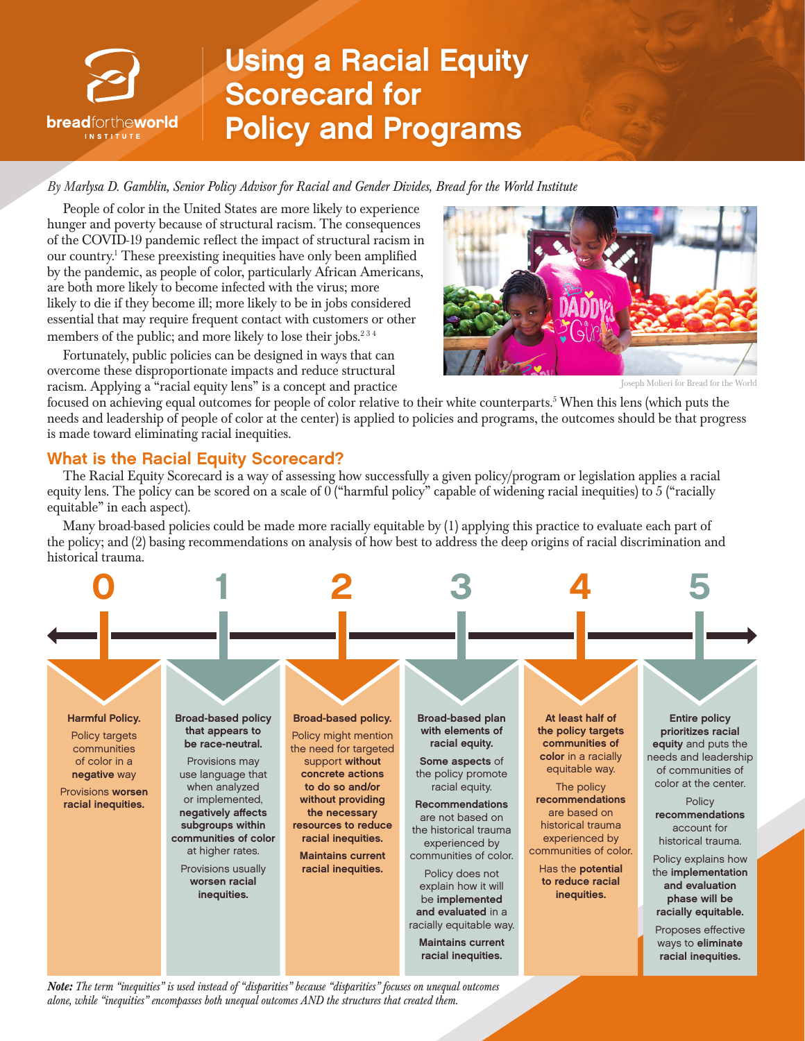breadfortheworld INSTITUTE

# Using a Racial Equity Scorecard for Policy and Programs

*By Marlysa D. Gamblin, Senior Policy Advisor for Racial and Gender Divides, Bread for the World Institute*

People of color in the United States are more likely to experience hunger and poverty because of structural racism. The consequences of the COVID-19 pandemic reflect the impact of structural racism in our country.[1] These preexisting inequities have only been amplified by the pandemic, as people of color, particularly African Americans, are both more likely to become infected with the virus; more likely to die if they become ill; more likely to be in jobs considered essential that may require frequent contact with customers or other members of the public; and more likely to lose their jobs.[2 3 4]

Joseph Molieri for Bread for the World

Fortunately, public policies can be designed in ways that can overcome these disproportionate impacts and reduce structural racism. Applying a "racial equity lens" is a concept and practice focused on achieving equal outcomes for people of color relative to their white counterparts.[5] When this lens (which puts the needs and leadership of people of color at the center) is applied to policies and programs, the outcomes should be that progress is made toward eliminating racial inequities.

## What is the Racial Equity Scorecard?

The Racial Equity Scorecard is a way of assessing how successfully a given policy/program or legislation applies a racial equity lens. The policy can be scored on a scale of 0 ("harmful policy" capable of widening racial inequities) to 5 ("racially equitable" in each aspect).

Many broad-based policies could be made more racially equitable by (1) applying this practice to evaluate each part of the policy; and (2) basing recommendations on analysis of how best to address the deep origins of racial discrimination and historical trauma.

| 0 | 1 | 2 | 3 | 4 | 5 |
|---|---|---|---|---|---|
| **Harmful Policy.** Policy targets communities of color in a **negative** way. Provisions **worsen racial inequities.** | **Broad-based policy that appears to be race-neutral.** Provisions may use language that when analyzed or implemented, **negatively affects subgroups within communities of color** at higher rates. Provisions usually **worsen racial inequities.** | **Broad-based policy.** Policy might mention the need for targeted support **without concrete actions to do so and/or without providing the necessary resources to reduce racial inequities.** **Maintains current racial inequities.** | **Broad-based plan with elements of racial equity.** **Some aspects** of the policy promote racial equity. **Recommendations** are not based on the historical trauma experienced by communities of color. Policy does not explain how it will be **implemented and evaluated** in a racially equitable way. **Maintains current racial inequities.** | **At least half of the policy targets communities of color** in a racially equitable way. The policy **recommendations** are based on historical trauma experienced by communities of color. Has the **potential to reduce racial inequities.** | **Entire policy prioritizes racial equity** and puts the needs and leadership of communities of color at the center. Policy **recommendations** account for historical trauma. Policy explains how the **implementation and evaluation phase will be racially equitable.** Proposes effective ways to **eliminate racial inequities.** |

***Note:*** *The term "inequities" is used instead of "disparities" because "disparities" focuses on unequal outcomes alone, while "inequities" encompasses both unequal outcomes AND the structures that created them.*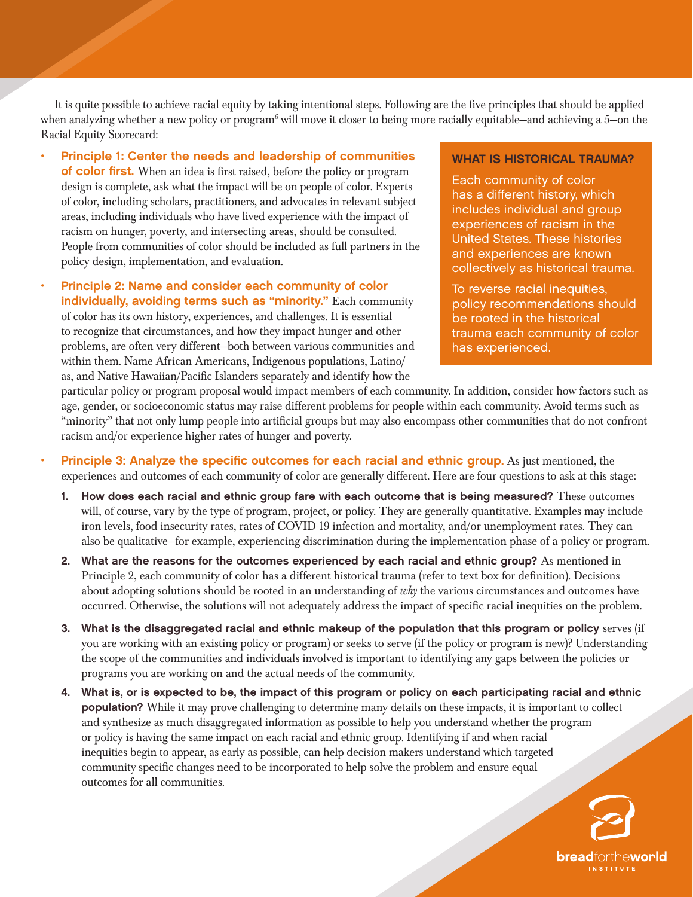It is quite possible to achieve racial equity by taking intentional steps. Following are the five principles that should be applied when analyzing whether a new policy or program[6] will move it closer to being more racially equitable—and achieving a 5—on the Racial Equity Scorecard:

- **Principle 1: Center the needs and leadership of communities of color first.** When an idea is first raised, before the policy or program design is complete, ask what the impact will be on people of color. Experts of color, including scholars, practitioners, and advocates in relevant subject areas, including individuals who have lived experience with the impact of racism on hunger, poverty, and intersecting areas, should be consulted. People from communities of color should be included as full partners in the policy design, implementation, and evaluation.

- **Principle 2: Name and consider each community of color individually, avoiding terms such as "minority."** Each community of color has its own history, experiences, and challenges. It is essential to recognize that circumstances, and how they impact hunger and other problems, are often very different—both between various communities and within them. Name African Americans, Indigenous populations, Latino/as, and Native Hawaiian/Pacific Islanders separately and identify how the particular policy or program proposal would impact members of each community. In addition, consider how factors such as age, gender, or socioeconomic status may raise different problems for people within each community. Avoid terms such as "minority" that not only lump people into artificial groups but may also encompass other communities that do not confront racism and/or experience higher rates of hunger and poverty.

- **Principle 3: Analyze the specific outcomes for each racial and ethnic group.** As just mentioned, the experiences and outcomes of each community of color are generally different. Here are four questions to ask at this stage:

  1. **How does each racial and ethnic group fare with each outcome that is being measured?** These outcomes will, of course, vary by the type of program, project, or policy. They are generally quantitative. Examples may include iron levels, food insecurity rates, rates of COVID-19 infection and mortality, and/or unemployment rates. They can also be qualitative—for example, experiencing discrimination during the implementation phase of a policy or program.
  2. **What are the reasons for the outcomes experienced by each racial and ethnic group?** As mentioned in Principle 2, each community of color has a different historical trauma (refer to text box for definition). Decisions about adopting solutions should be rooted in an understanding of *why* the various circumstances and outcomes have occurred. Otherwise, the solutions will not adequately address the impact of specific racial inequities on the problem.
  3. **What is the disaggregated racial and ethnic makeup of the population that this program or policy** serves (if you are working with an existing policy or program) or seeks to serve (if the policy or program is new)? Understanding the scope of the communities and individuals involved is important to identifying any gaps between the policies or programs you are working on and the actual needs of the community.
  4. **What is, or is expected to be, the impact of this program or policy on each participating racial and ethnic population?** While it may prove challenging to determine many details on these impacts, it is important to collect and synthesize as much disaggregated information as possible to help you understand whether the program or policy is having the same impact on each racial and ethnic group. Identifying if and when racial inequities begin to appear, as early as possible, can help decision makers understand which targeted community-specific changes need to be incorporated to help solve the problem and ensure equal outcomes for all communities.

### WHAT IS HISTORICAL TRAUMA?

Each community of color has a different history, which includes individual and group experiences of racism in the United States. These histories and experiences are known collectively as historical trauma.

To reverse racial inequities, policy recommendations should be rooted in the historical trauma each community of color has experienced.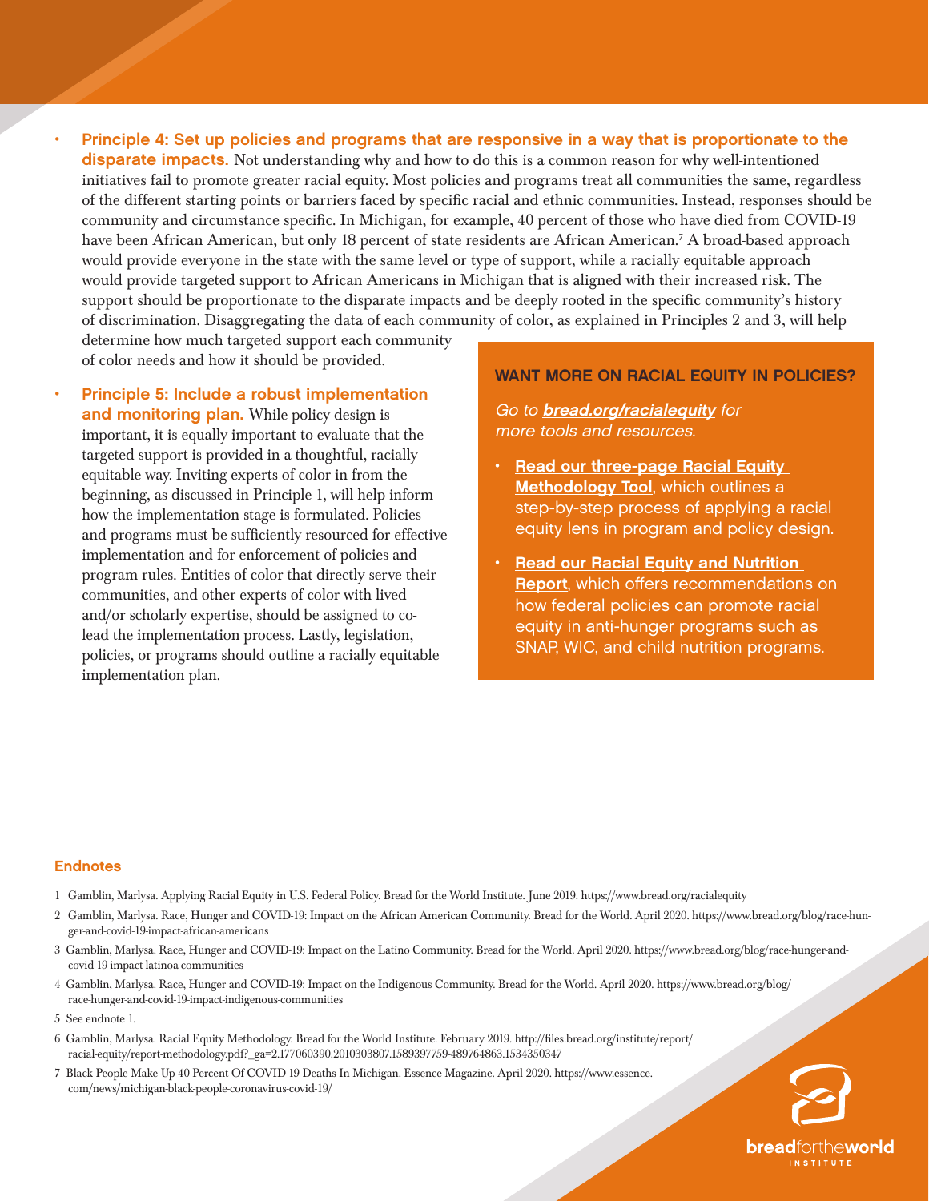- **Principle 4: Set up policies and programs that are responsive in a way that is proportionate to the disparate impacts.** Not understanding why and how to do this is a common reason for why well-intentioned initiatives fail to promote greater racial equity. Most policies and programs treat all communities the same, regardless of the different starting points or barriers faced by specific racial and ethnic communities. Instead, responses should be community and circumstance specific. In Michigan, for example, 40 percent of those who have died from COVID-19 have been African American, but only 18 percent of state residents are African American.[7] A broad-based approach would provide everyone in the state with the same level or type of support, while a racially equitable approach would provide targeted support to African Americans in Michigan that is aligned with their increased risk. The support should be proportionate to the disparate impacts and be deeply rooted in the specific community's history of discrimination. Disaggregating the data of each community of color, as explained in Principles 2 and 3, will help determine how much targeted support each community of color needs and how it should be provided.

- **Principle 5: Include a robust implementation and monitoring plan.** While policy design is important, it is equally important to evaluate that the targeted support is provided in a thoughtful, racially equitable way. Inviting experts of color in from the beginning, as discussed in Principle 1, will help inform how the implementation stage is formulated. Policies and programs must be sufficiently resourced for effective implementation and for enforcement of policies and program rules. Entities of color that directly serve their communities, and other experts of color with lived and/or scholarly expertise, should be assigned to co-lead the implementation process. Lastly, legislation, policies, or programs should outline a racially equitable implementation plan.

### WANT MORE ON RACIAL EQUITY IN POLICIES?

*Go to **bread.org/racialequity** for more tools and resources.*

- **Read our three-page Racial Equity Methodology Tool**, which outlines a step-by-step process of applying a racial equity lens in program and policy design.
- **Read our Racial Equity and Nutrition Report**, which offers recommendations on how federal policies can promote racial equity in anti-hunger programs such as SNAP, WIC, and child nutrition programs.

---

## Endnotes

1 Gamblin, Marlysa. Applying Racial Equity in U.S. Federal Policy. Bread for the World Institute. June 2019. https://www.bread.org/racialequity

2 Gamblin, Marlysa. Race, Hunger and COVID-19: Impact on the African American Community. Bread for the World. April 2020. https://www.bread.org/blog/race-hunger-and-covid-19-impact-african-americans

3 Gamblin, Marlysa. Race, Hunger and COVID-19: Impact on the Latino Community. Bread for the World. April 2020. https://www.bread.org/blog/race-hunger-and-covid-19-impact-latinoa-communities

4 Gamblin, Marlysa. Race, Hunger and COVID-19: Impact on the Indigenous Community. Bread for the World. April 2020. https://www.bread.org/blog/race-hunger-and-covid-19-impact-indigenous-communities

5 See endnote 1.

6 Gamblin, Marlysa. Racial Equity Methodology. Bread for the World Institute. February 2019. http://files.bread.org/institute/report/racial-equity/report-methodology.pdf?_ga=2.177060390.2010303807.1589397759-489764863.1534350347

7 Black People Make Up 40 Percent Of COVID-19 Deaths In Michigan. Essence Magazine. April 2020. https://www.essence.com/news/michigan-black-people-coronavirus-covid-19/

breadfortheworld INSTITUTE